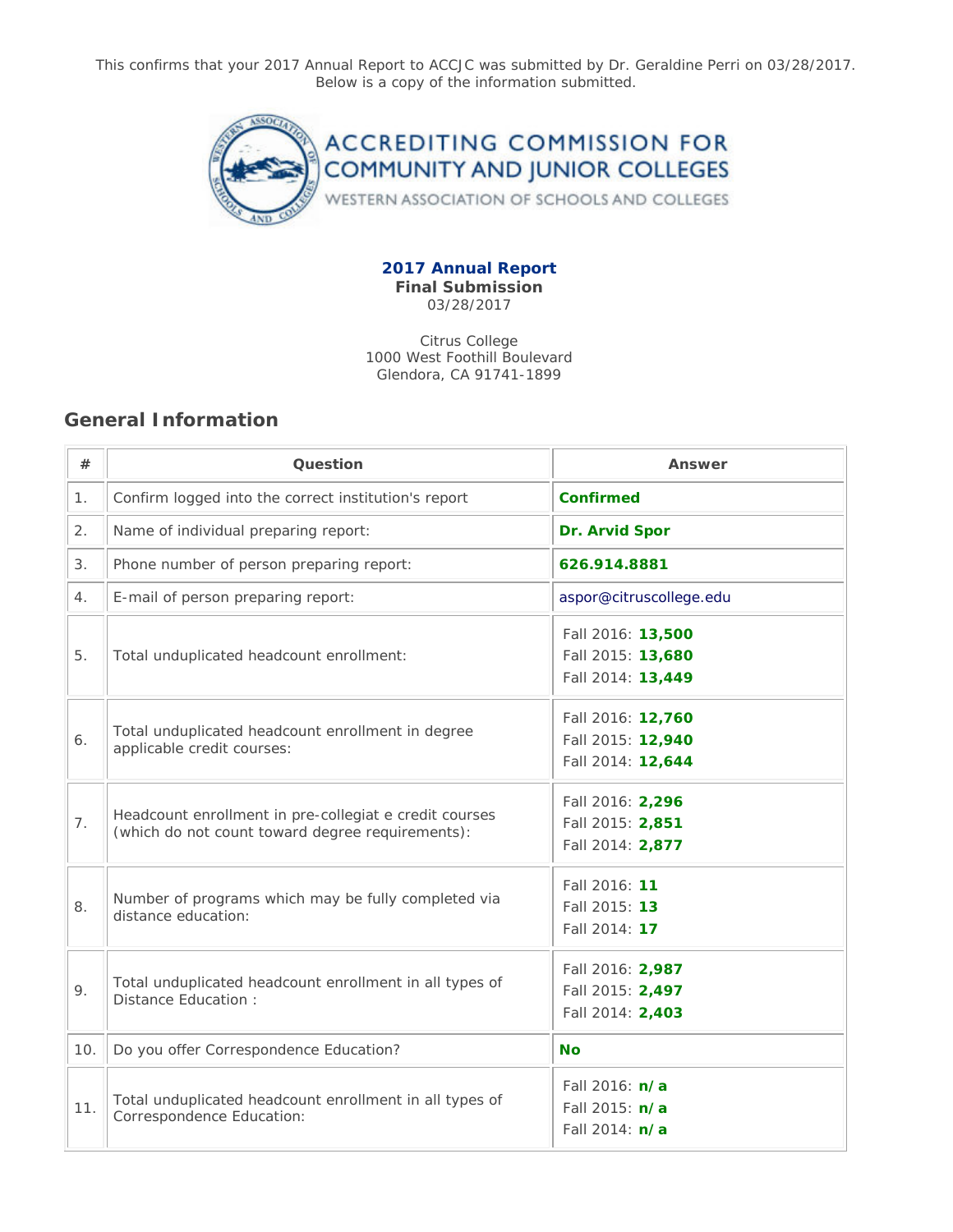This confirms that your 2017 Annual Report to ACCJC was submitted by Dr. Geraldine Perri on 03/28/2017.
Below is a copy of the information submitted.

ACCREDITING COMMISSION FOR COMMUNITY AND JUNIOR COLLEGES

WESTERN ASSOCIATION OF SCHOOLS AND COLLEGES

**2017 Annual Report**

**Final Submission**

03/28/2017

Citrus College
1000 West Foothill Boulevard
Glendora, CA 91741-1899

## General Information

| # | Question | Answer |
|---|---|---|
| 1. | Confirm logged into the correct institution's report | **Confirmed** |
| 2. | Name of individual preparing report: | **Dr. Arvid Spor** |
| 3. | Phone number of person preparing report: | **626.914.8881** |
| 4. | E-mail of person preparing report: | aspor@citruscollege.edu |
| 5. | Total unduplicated headcount enrollment: | Fall 2016: **13,500**<br>Fall 2015: **13,680**<br>Fall 2014: **13,449** |
| 6. | Total unduplicated headcount enrollment in degree applicable credit courses: | Fall 2016: **12,760**<br>Fall 2015: **12,940**<br>Fall 2014: **12,644** |
| 7. | Headcount enrollment in pre-collegiat e credit courses (which do not count toward degree requirements): | Fall 2016: **2,296**<br>Fall 2015: **2,851**<br>Fall 2014: **2,877** |
| 8. | Number of programs which may be fully completed via distance education: | Fall 2016: **11**<br>Fall 2015: **13**<br>Fall 2014: **17** |
| 9. | Total unduplicated headcount enrollment in all types of Distance Education : | Fall 2016: **2,987**<br>Fall 2015: **2,497**<br>Fall 2014: **2,403** |
| 10. | Do you offer Correspondence Education? | **No** |
| 11. | Total unduplicated headcount enrollment in all types of Correspondence Education: | Fall 2016: **n/a**<br>Fall 2015: **n/a**<br>Fall 2014: **n/a** |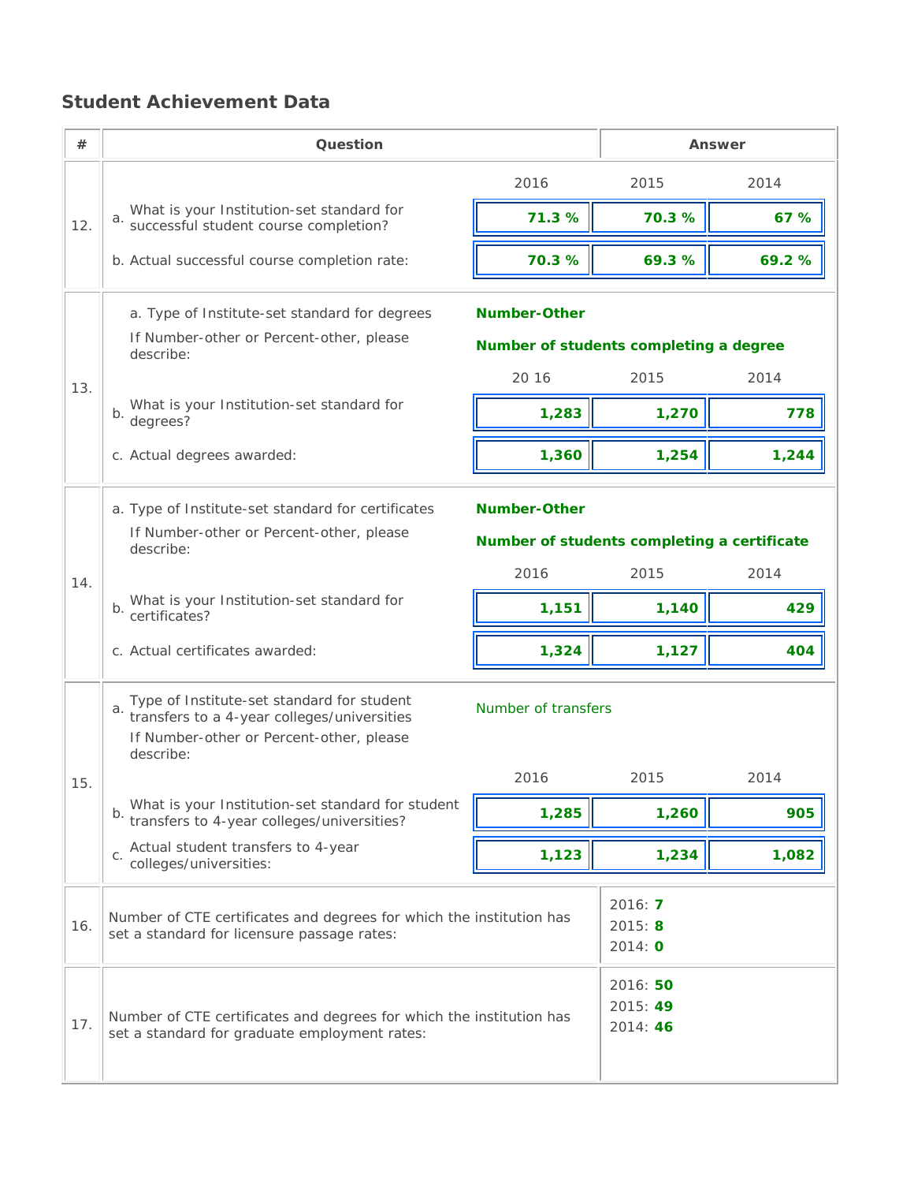## Student Achievement Data

| # | Question | 2016 | 2015 | 2014 |
|---|---|---|---|---|
| 12. | a. What is your Institution-set standard for successful student course completion? | **71.3 %** | **70.3 %** | **67 %** |
| | b. Actual successful course completion rate: | **70.3 %** | **69.3 %** | **69.2 %** |
| 13. | a. Type of Institute-set standard for degrees | **Number-Other** | | |
| | If Number-other or Percent-other, please describe: | **Number of students completing a degree** | | |
| | b. What is your Institution-set standard for degrees? | **1,283** | **1,270** | **778** |
| | c. Actual degrees awarded: | **1,360** | **1,254** | **1,244** |
| 14. | a. Type of Institute-set standard for certificates | **Number-Other** | | |
| | If Number-other or Percent-other, please describe: | **Number of students completing a certificate** | | |
| | b. What is your Institution-set standard for certificates? | **1,151** | **1,140** | **429** |
| | c. Actual certificates awarded: | **1,324** | **1,127** | **404** |
| 15. | a. Type of Institute-set standard for student transfers to a 4-year colleges/universities<br>If Number-other or Percent-other, please describe: | Number of transfers | | |
| | b. What is your Institution-set standard for student transfers to 4-year colleges/universities? | **1,285** | **1,260** | **905** |
| | c. Actual student transfers to 4-year colleges/universities: | **1,123** | **1,234** | **1,082** |
| 16. | Number of CTE certificates and degrees for which the institution has set a standard for licensure passage rates: | 2016: **7** | 2015: **8** | 2014: **0** |
| 17. | Number of CTE certificates and degrees for which the institution has set a standard for graduate employment rates: | 2016: **50** | 2015: **49** | 2014: **46** |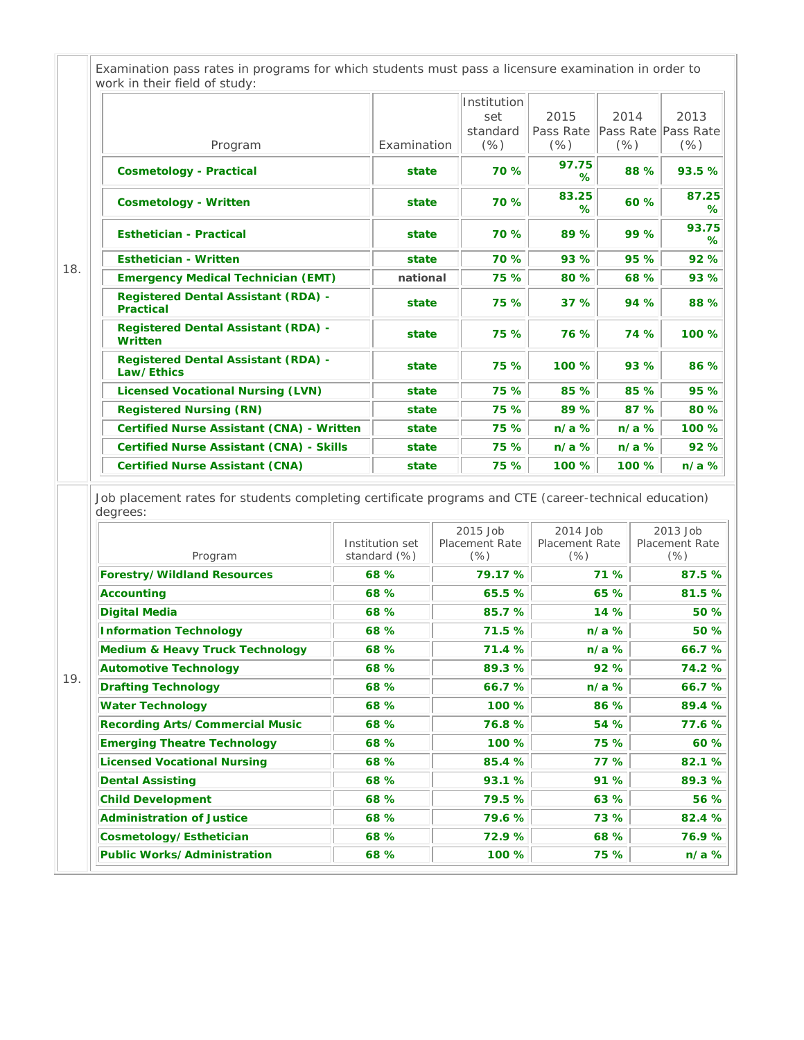18. Examination pass rates in programs for which students must pass a licensure examination in order to work in their field of study:

| Program | Examination | Institution set standard (%) | 2015 Pass Rate (%) | 2014 Pass Rate (%) | 2013 Pass Rate (%) |
|---|---|---|---|---|---|
| **Cosmetology - Practical** | **state** | **70 %** | **97.75 %** | **88 %** | **93.5 %** |
| **Cosmetology - Written** | **state** | **70 %** | **83.25 %** | **60 %** | **87.25 %** |
| **Esthetician - Practical** | **state** | **70 %** | **89 %** | **99 %** | **93.75 %** |
| **Esthetician - Written** | **state** | **70 %** | **93 %** | **95 %** | **92 %** |
| **Emergency Medical Technician (EMT)** | **national** | **75 %** | **80 %** | **68 %** | **93 %** |
| **Registered Dental Assistant (RDA) - Practical** | **state** | **75 %** | **37 %** | **94 %** | **88 %** |
| **Registered Dental Assistant (RDA) - Written** | **state** | **75 %** | **76 %** | **74 %** | **100 %** |
| **Registered Dental Assistant (RDA) - Law/Ethics** | **state** | **75 %** | **100 %** | **93 %** | **86 %** |
| **Licensed Vocational Nursing (LVN)** | **state** | **75 %** | **85 %** | **85 %** | **95 %** |
| **Registered Nursing (RN)** | **state** | **75 %** | **89 %** | **87 %** | **80 %** |
| **Certified Nurse Assistant (CNA) - Written** | **state** | **75 %** | **n/a %** | **n/a %** | **100 %** |
| **Certified Nurse Assistant (CNA) - Skills** | **state** | **75 %** | **n/a %** | **n/a %** | **92 %** |
| **Certified Nurse Assistant (CNA)** | **state** | **75 %** | **100 %** | **100 %** | **n/a %** |

19. Job placement rates for students completing certificate programs and CTE (career-technical education) degrees:

| Program | Institution set standard (%) | 2015 Job Placement Rate (%) | 2014 Job Placement Rate (%) | 2013 Job Placement Rate (%) |
|---|---|---|---|---|
| **Forestry/Wildland Resources** | **68 %** | **79.17 %** | **71 %** | **87.5 %** |
| **Accounting** | **68 %** | **65.5 %** | **65 %** | **81.5 %** |
| **Digital Media** | **68 %** | **85.7 %** | **14 %** | **50 %** |
| **Information Technology** | **68 %** | **71.5 %** | **n/a %** | **50 %** |
| **Medium & Heavy Truck Technology** | **68 %** | **71.4 %** | **n/a %** | **66.7 %** |
| **Automotive Technology** | **68 %** | **89.3 %** | **92 %** | **74.2 %** |
| **Drafting Technology** | **68 %** | **66.7 %** | **n/a %** | **66.7 %** |
| **Water Technology** | **68 %** | **100 %** | **86 %** | **89.4 %** |
| **Recording Arts/Commercial Music** | **68 %** | **76.8 %** | **54 %** | **77.6 %** |
| **Emerging Theatre Technology** | **68 %** | **100 %** | **75 %** | **60 %** |
| **Licensed Vocational Nursing** | **68 %** | **85.4 %** | **77 %** | **82.1 %** |
| **Dental Assisting** | **68 %** | **93.1 %** | **91 %** | **89.3 %** |
| **Child Development** | **68 %** | **79.5 %** | **63 %** | **56 %** |
| **Administration of Justice** | **68 %** | **79.6 %** | **73 %** | **82.4 %** |
| **Cosmetology/Esthetician** | **68 %** | **72.9 %** | **68 %** | **76.9 %** |
| **Public Works/Administration** | **68 %** | **100 %** | **75 %** | **n/a %** |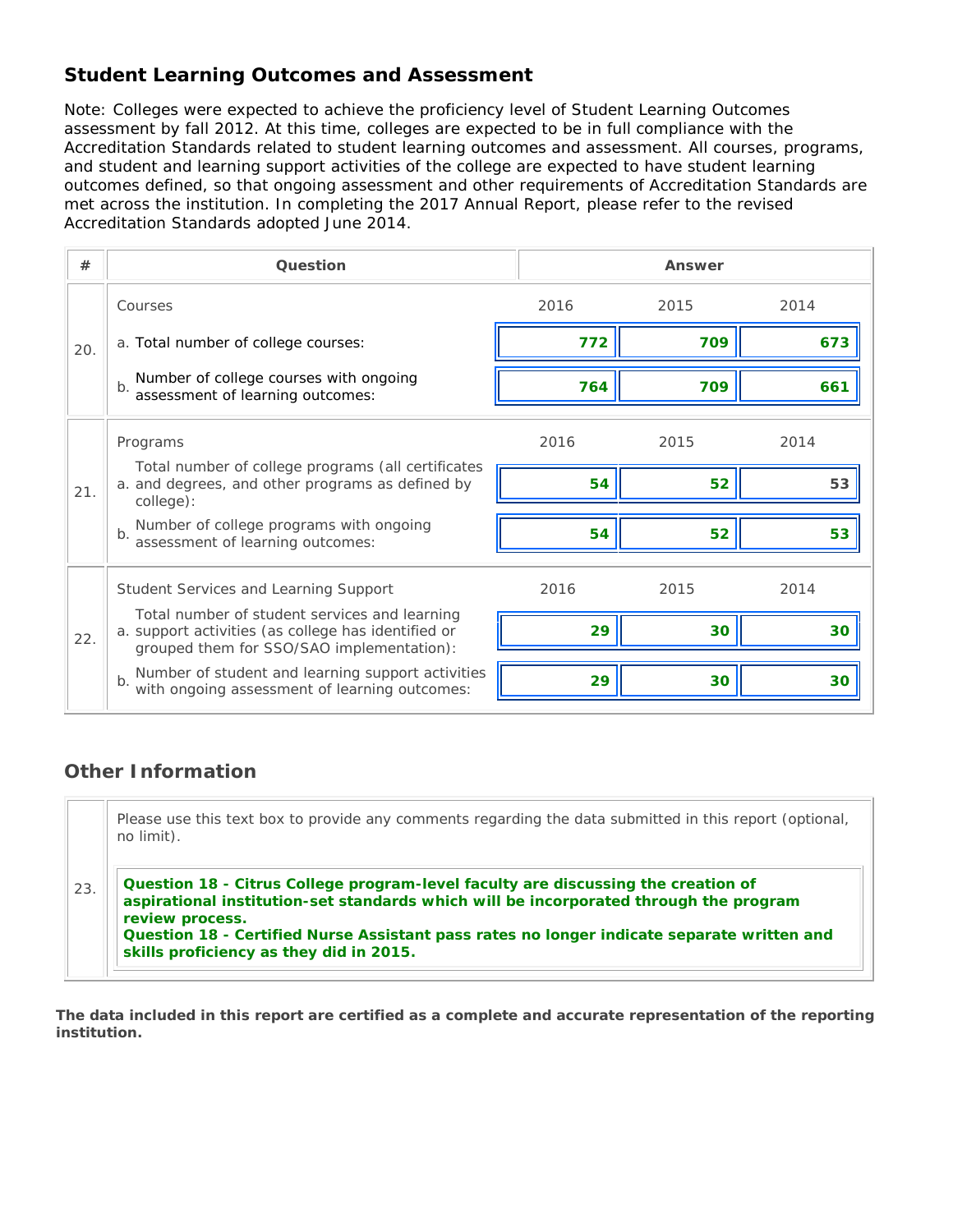## Student Learning Outcomes and Assessment

Note: Colleges were expected to achieve the proficiency level of Student Learning Outcomes assessment by fall 2012. At this time, colleges are expected to be in full compliance with the Accreditation Standards related to student learning outcomes and assessment. All courses, programs, and student and learning support activities of the college are expected to have student learning outcomes defined, so that ongoing assessment and other requirements of Accreditation Standards are met across the institution. In completing the 2017 Annual Report, please refer to the revised Accreditation Standards adopted June 2014.

| # | Question | Answer | | |
|---|---|---|---|---|
| 20. | Courses | 2016 | 2015 | 2014 |
| | a. Total number of college courses: | **772** | **709** | **673** |
| | b. Number of college courses with ongoing assessment of learning outcomes: | **764** | **709** | **661** |
| 21. | Programs | 2016 | 2015 | 2014 |
| | a. Total number of college programs (all certificates and degrees, and other programs as defined by college): | **54** | **52** | **53** |
| | b. Number of college programs with ongoing assessment of learning outcomes: | **54** | **52** | **53** |
| 22. | Student Services and Learning Support | 2016 | 2015 | 2014 |
| | a. Total number of student services and learning support activities (as college has identified or grouped them for SSO/SAO implementation): | **29** | **30** | **30** |
| | b. Number of student and learning support activities with ongoing assessment of learning outcomes: | **29** | **30** | **30** |

## Other Information

| # | |
|---|---|
| 23. | Please use this text box to provide any comments regarding the data submitted in this report (optional, no limit).<br><br>**Question 18 - Citrus College program-level faculty are discussing the creation of aspirational institution-set standards which will be incorporated through the program review process.**<br>**Question 18 - Certified Nurse Assistant pass rates no longer indicate separate written and skills proficiency as they did in 2015.** |

**The data included in this report are certified as a complete and accurate representation of the reporting institution.**